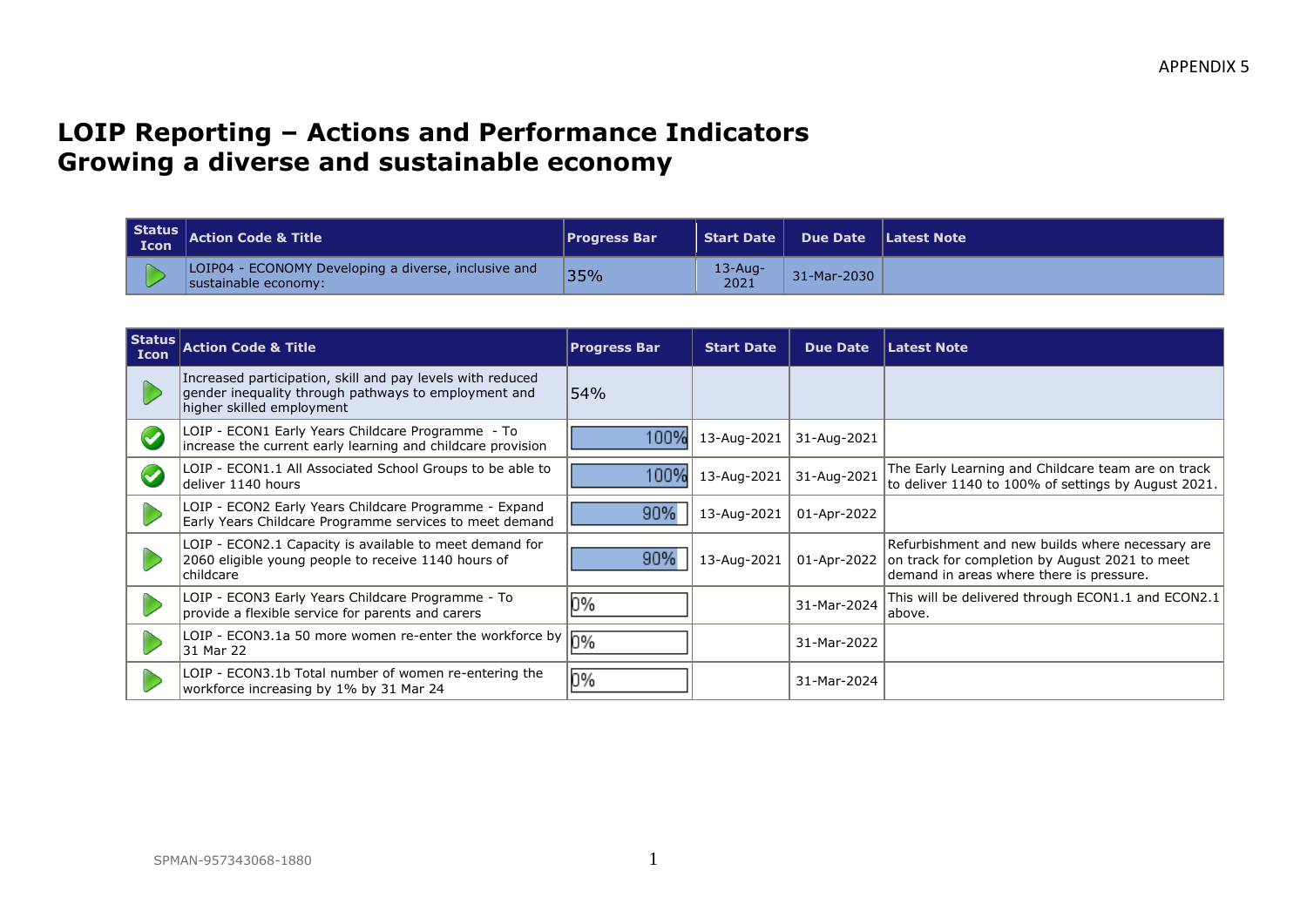APPENDIX 5

# LOIP Reporting – Actions and Performance Indicators
# Growing a diverse and sustainable economy

| Status Icon | Action Code & Title | Progress Bar | Start Date | Due Date | Latest Note |
|---|---|---|---|---|---|
| | LOIP04 - ECONOMY Developing a diverse, inclusive and sustainable economy: | 35% | 13-Aug-2021 | 31-Mar-2030 | |

| Status Icon | Action Code & Title | Progress Bar | Start Date | Due Date | Latest Note |
|---|---|---|---|---|---|
| | Increased participation, skill and pay levels with reduced gender inequality through pathways to employment and higher skilled employment | 54% | | | |
| | LOIP - ECON1 Early Years Childcare Programme - To increase the current early learning and childcare provision | 100% | 13-Aug-2021 | 31-Aug-2021 | |
| | LOIP - ECON1.1 All Associated School Groups to be able to deliver 1140 hours | 100% | 13-Aug-2021 | 31-Aug-2021 | The Early Learning and Childcare team are on track to deliver 1140 to 100% of settings by August 2021. |
| | LOIP - ECON2 Early Years Childcare Programme - Expand Early Years Childcare Programme services to meet demand | 90% | 13-Aug-2021 | 01-Apr-2022 | |
| | LOIP - ECON2.1 Capacity is available to meet demand for 2060 eligible young people to receive 1140 hours of childcare | 90% | 13-Aug-2021 | 01-Apr-2022 | Refurbishment and new builds where necessary are on track for completion by August 2021 to meet demand in areas where there is pressure. |
| | LOIP - ECON3 Early Years Childcare Programme - To provide a flexible service for parents and carers | 0% | | 31-Mar-2024 | This will be delivered through ECON1.1 and ECON2.1 above. |
| | LOIP - ECON3.1a 50 more women re-enter the workforce by 31 Mar 22 | 0% | | 31-Mar-2022 | |
| | LOIP - ECON3.1b Total number of women re-entering the workforce increasing by 1% by 31 Mar 24 | 0% | | 31-Mar-2024 | |

SPMAN-957343068-1880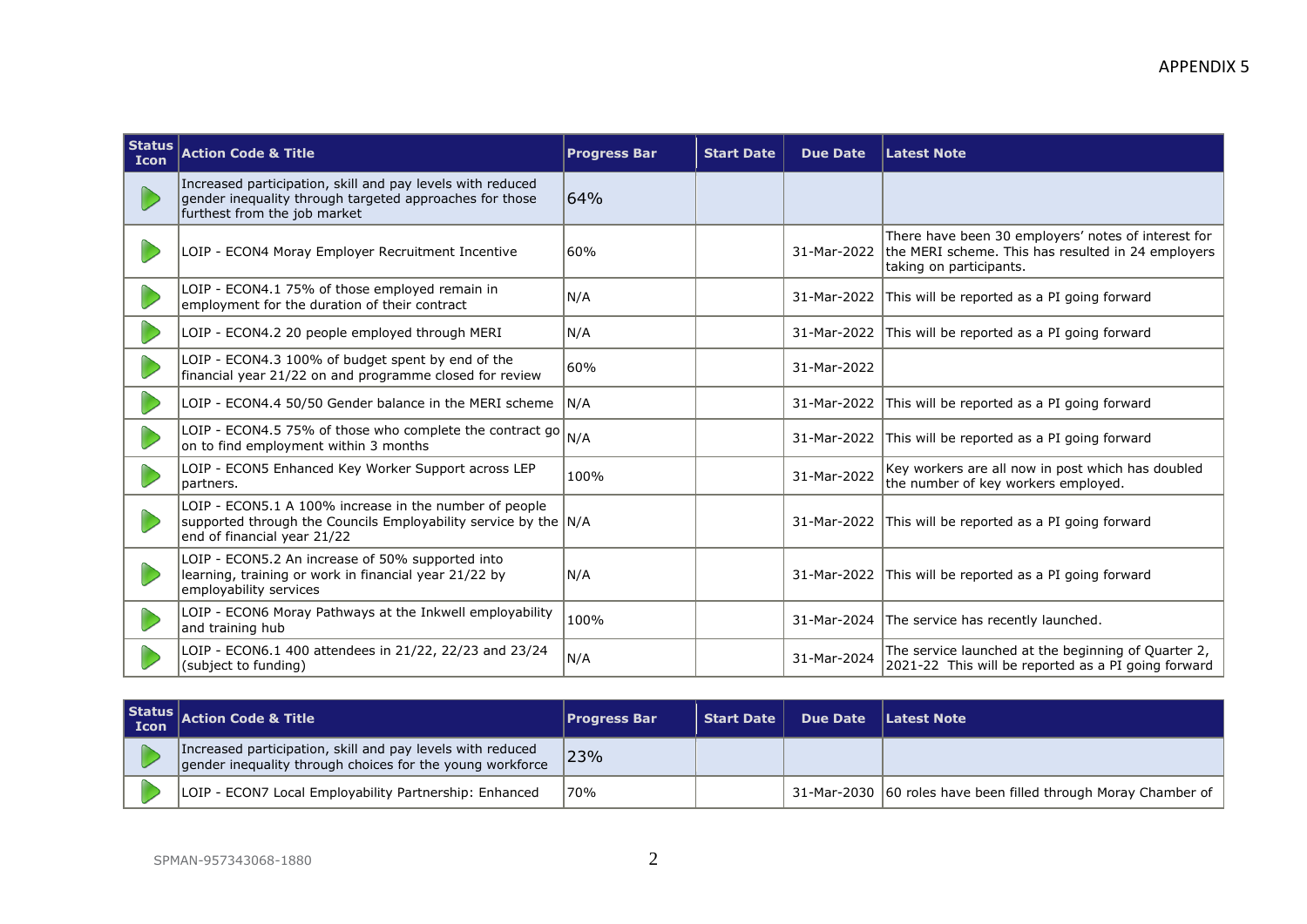APPENDIX 5

| Status Icon | Action Code & Title | Progress Bar | Start Date | Due Date | Latest Note |
|---|---|---|---|---|---|
| ▷ | Increased participation, skill and pay levels with reduced gender inequality through targeted approaches for those furthest from the job market | 64% | | | |
| ▷ | LOIP - ECON4 Moray Employer Recruitment Incentive | 60% | | 31-Mar-2022 | There have been 30 employers' notes of interest for the MERI scheme. This has resulted in 24 employers taking on participants. |
| ▷ | LOIP - ECON4.1 75% of those employed remain in employment for the duration of their contract | N/A | | 31-Mar-2022 | This will be reported as a PI going forward |
| ▷ | LOIP - ECON4.2 20 people employed through MERI | N/A | | 31-Mar-2022 | This will be reported as a PI going forward |
| ▷ | LOIP - ECON4.3 100% of budget spent by end of the financial year 21/22 on and programme closed for review | 60% | | 31-Mar-2022 | |
| ▷ | LOIP - ECON4.4 50/50 Gender balance in the MERI scheme | N/A | | 31-Mar-2022 | This will be reported as a PI going forward |
| ▷ | LOIP - ECON4.5 75% of those who complete the contract go on to find employment within 3 months | N/A | | 31-Mar-2022 | This will be reported as a PI going forward |
| ▷ | LOIP - ECON5 Enhanced Key Worker Support across LEP partners. | 100% | | 31-Mar-2022 | Key workers are all now in post which has doubled the number of key workers employed. |
| ▷ | LOIP - ECON5.1 A 100% increase in the number of people supported through the Councils Employability service by the end of financial year 21/22 | N/A | | 31-Mar-2022 | This will be reported as a PI going forward |
| ▷ | LOIP - ECON5.2 An increase of 50% supported into learning, training or work in financial year 21/22 by employability services | N/A | | 31-Mar-2022 | This will be reported as a PI going forward |
| ▷ | LOIP - ECON6 Moray Pathways at the Inkwell employability and training hub | 100% | | 31-Mar-2024 | The service has recently launched. |
| ▷ | LOIP - ECON6.1 400 attendees in 21/22, 22/23 and 23/24 (subject to funding) | N/A | | 31-Mar-2024 | The service launched at the beginning of Quarter 2, 2021-22 This will be reported as a PI going forward |

| Status Icon | Action Code & Title | Progress Bar | Start Date | Due Date | Latest Note |
|---|---|---|---|---|---|
| ▷ | Increased participation, skill and pay levels with reduced gender inequality through choices for the young workforce | 23% | | | |
| ▷ | LOIP - ECON7 Local Employability Partnership: Enhanced | 70% | | 31-Mar-2030 | 60 roles have been filled through Moray Chamber of |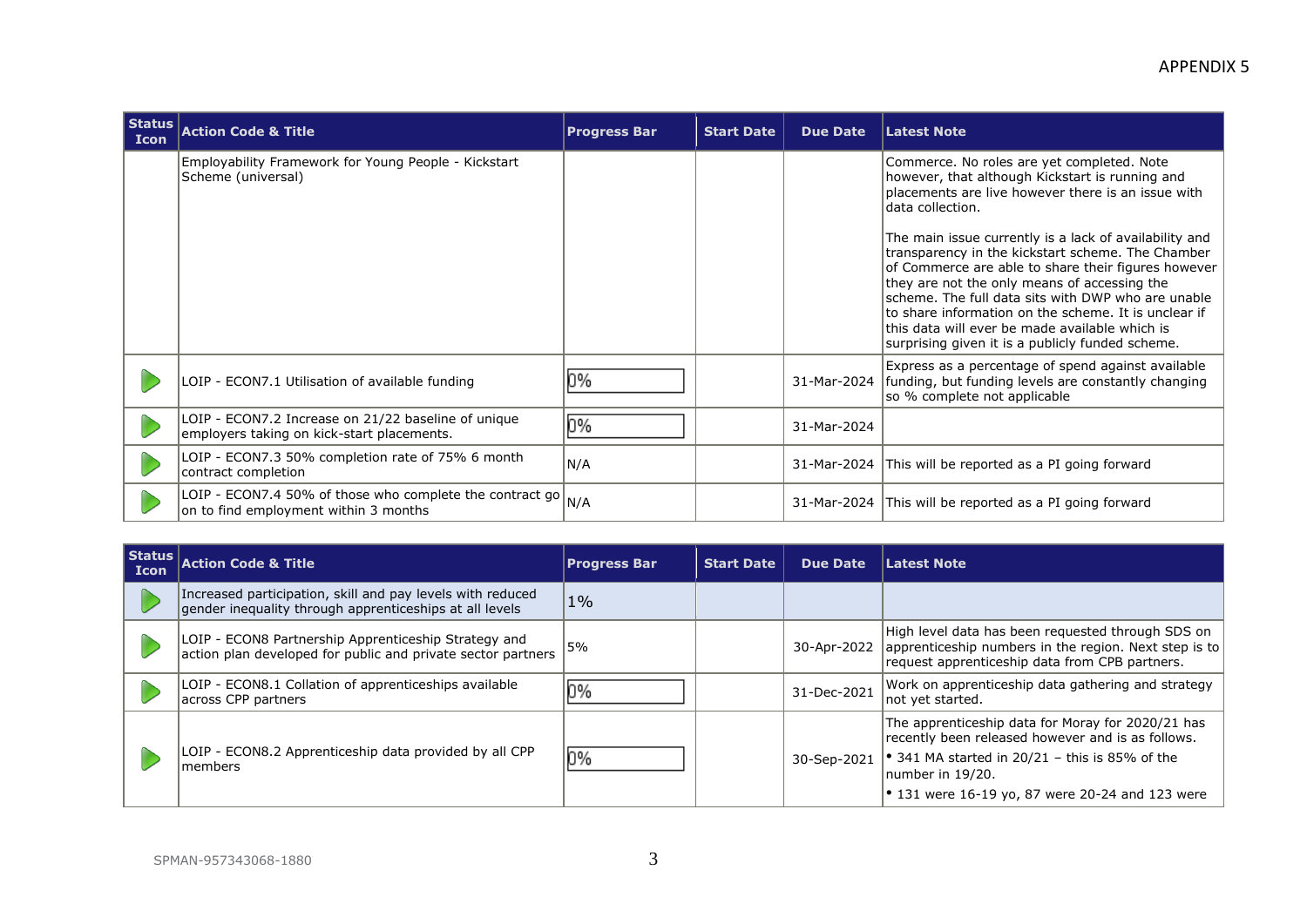APPENDIX 5

| Status Icon | Action Code & Title | Progress Bar | Start Date | Due Date | Latest Note |
|---|---|---|---|---|---|
| | Employability Framework for Young People - Kickstart Scheme (universal) | | | | Commerce. No roles are yet completed. Note however, that although Kickstart is running and placements are live however there is an issue with data collection.<br><br>The main issue currently is a lack of availability and transparency in the kickstart scheme. The Chamber of Commerce are able to share their figures however they are not the only means of accessing the scheme. The full data sits with DWP who are unable to share information on the scheme. It is unclear if this data will ever be made available which is surprising given it is a publicly funded scheme. |
| ▶ | LOIP - ECON7.1 Utilisation of available funding | 0% | | 31-Mar-2024 | Express as a percentage of spend against available funding, but funding levels are constantly changing so % complete not applicable |
| ▶ | LOIP - ECON7.2 Increase on 21/22 baseline of unique employers taking on kick-start placements. | 0% | | 31-Mar-2024 | |
| ▶ | LOIP - ECON7.3 50% completion rate of 75% 6 month contract completion | N/A | | 31-Mar-2024 | This will be reported as a PI going forward |
| ▶ | LOIP - ECON7.4 50% of those who complete the contract go on to find employment within 3 months | N/A | | 31-Mar-2024 | This will be reported as a PI going forward |

| Status Icon | Action Code & Title | Progress Bar | Start Date | Due Date | Latest Note |
|---|---|---|---|---|---|
| ▶ | Increased participation, skill and pay levels with reduced gender inequality through apprenticeships at all levels | 1% | | | |
| ▶ | LOIP - ECON8 Partnership Apprenticeship Strategy and action plan developed for public and private sector partners | 5% | | 30-Apr-2022 | High level data has been requested through SDS on apprenticeship numbers in the region. Next step is to request apprenticeship data from CPB partners. |
| ▶ | LOIP - ECON8.1 Collation of apprenticeships available across CPP partners | 0% | | 31-Dec-2021 | Work on apprenticeship data gathering and strategy not yet started. |
| ▶ | LOIP - ECON8.2 Apprenticeship data provided by all CPP members | 0% | | 30-Sep-2021 | The apprenticeship data for Moray for 2020/21 has recently been released however and is as follows.<br>• 341 MA started in 20/21 – this is 85% of the number in 19/20.<br>• 131 were 16-19 yo, 87 were 20-24 and 123 were |

SPMAN-957343068-1880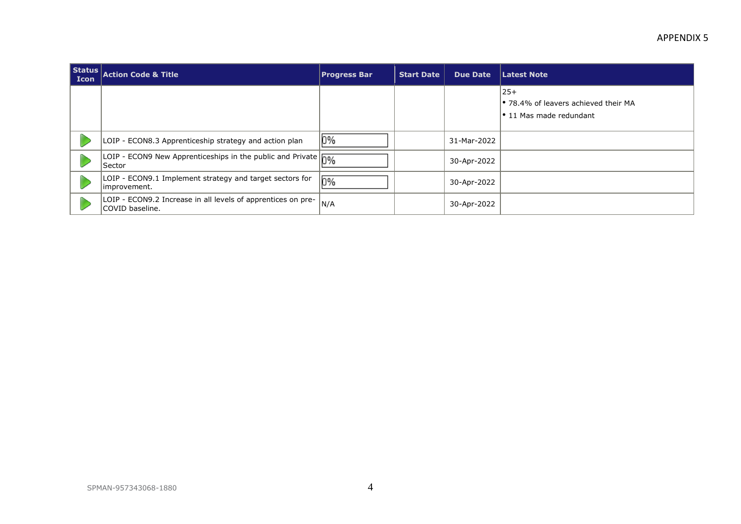APPENDIX 5

| Status Icon | Action Code & Title | Progress Bar | Start Date | Due Date | Latest Note |
|---|---|---|---|---|---|
| | | | | | 25+<br>• 78.4% of leavers achieved their MA<br>• 11 Mas made redundant |
| | LOIP - ECON8.3 Apprenticeship strategy and action plan | 0% | | 31-Mar-2022 | |
| | LOIP - ECON9 New Apprenticeships in the public and Private Sector | 0% | | 30-Apr-2022 | |
| | LOIP - ECON9.1 Implement strategy and target sectors for improvement. | 0% | | 30-Apr-2022 | |
| | LOIP - ECON9.2 Increase in all levels of apprentices on pre-COVID baseline. | N/A | | 30-Apr-2022 | |

SPMAN-957343068-1880